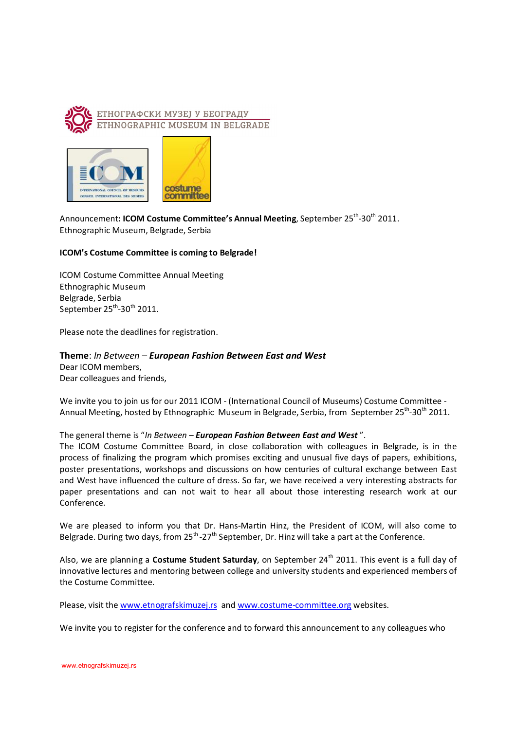ЕТНОГРАФСКИ МУЗЕЈ У БЕОГРАДУ
ETHNOGRAPHIC MUSEUM IN BELGRADE

Announcement**: ICOM Costume Committee's Annual Meeting**, September 25th-30th 2011.
Ethnographic Museum, Belgrade, Serbia

**ICOM's Costume Committee is coming to Belgrade!**

ICOM Costume Committee Annual Meeting
Ethnographic Museum
Belgrade, Serbia
September 25th-30th 2011.

Please note the deadlines for registration.

**Theme**: *In Between* – ***European Fashion Between East and West***
Dear ICOM members,
Dear colleagues and friends,

We invite you to join us for our 2011 ICOM - (International Council of Museums) Costume Committee - Annual Meeting, hosted by Ethnographic Museum in Belgrade, Serbia, from September 25th-30th 2011.

The general theme is "*In Between* – ***European Fashion Between East and West*** ".
The ICOM Costume Committee Board, in close collaboration with colleagues in Belgrade, is in the process of finalizing the program which promises exciting and unusual five days of papers, exhibitions, poster presentations, workshops and discussions on how centuries of cultural exchange between East and West have influenced the culture of dress. So far, we have received a very interesting abstracts for paper presentations and can not wait to hear all about those interesting research work at our Conference.

We are pleased to inform you that Dr. Hans-Martin Hinz, the President of ICOM, will also come to Belgrade. During two days, from 25th-27th September, Dr. Hinz will take a part at the Conference.

Also, we are planning a **Costume Student Saturday**, on September 24th 2011. This event is a full day of innovative lectures and mentoring between college and university students and experienced members of the Costume Committee.

Please, visit the [www.etnografskimuzej.rs](http://www.etnografskimuzej.rs) and [www.costume-committee.org](http://www.costume-committee.org) websites.

We invite you to register for the conference and to forward this announcement to any colleagues who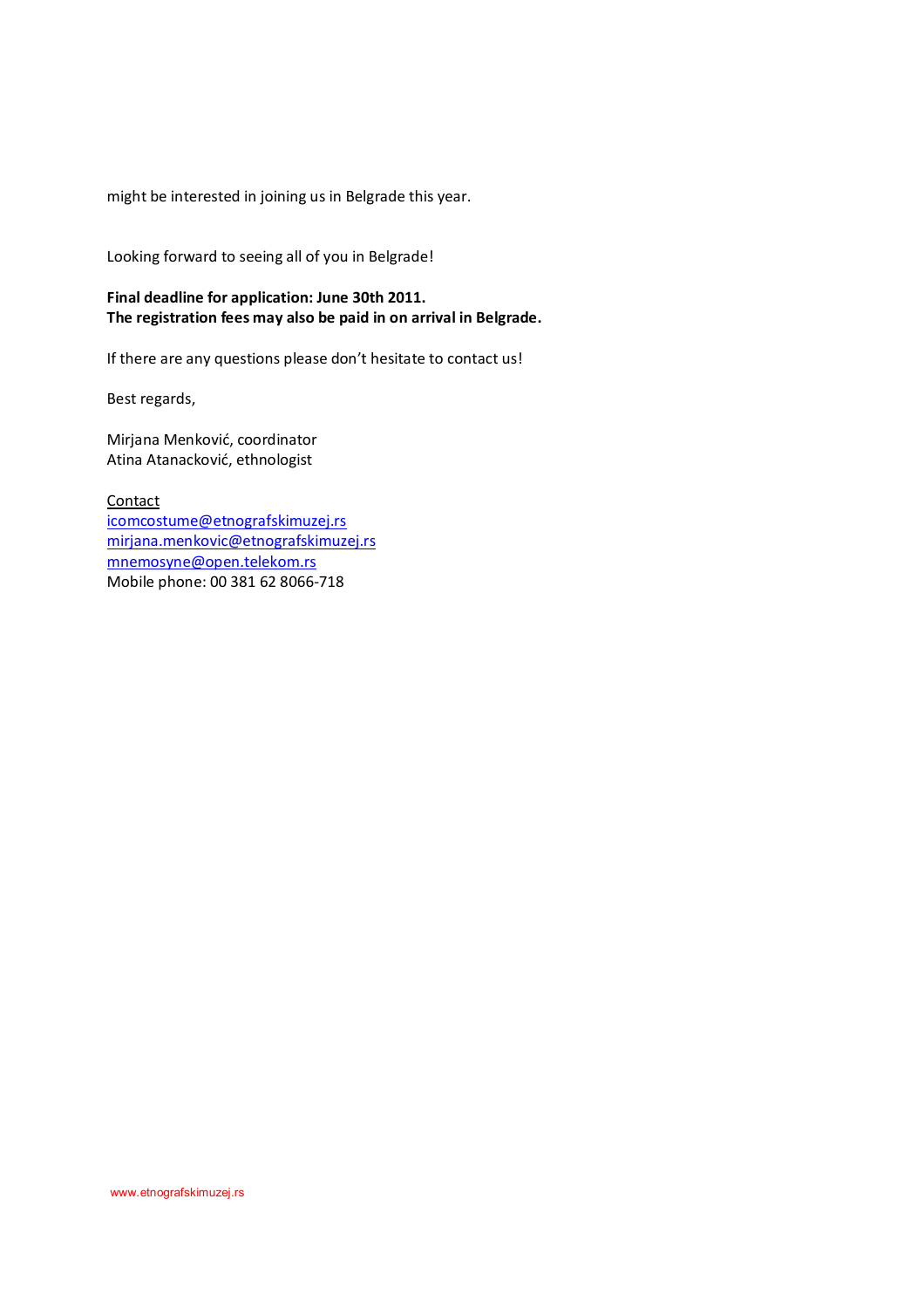might be interested in joining us in Belgrade this year.

Looking forward to seeing all of you in Belgrade!

**Final deadline for application: June 30th 2011.**
**The registration fees may also be paid in on arrival in Belgrade.**

If there are any questions please don't hesitate to contact us!

Best regards,

Mirjana Menković, coordinator
Atina Atanacković, ethnologist

<u>Contact</u>
icomcostume@etnografskimuzej.rs
mirjana.menkovic@etnografskimuzej.rs
mnemosyne@open.telekom.rs
Mobile phone: 00 381 62 8066-718

www.etnografskimuzej.rs